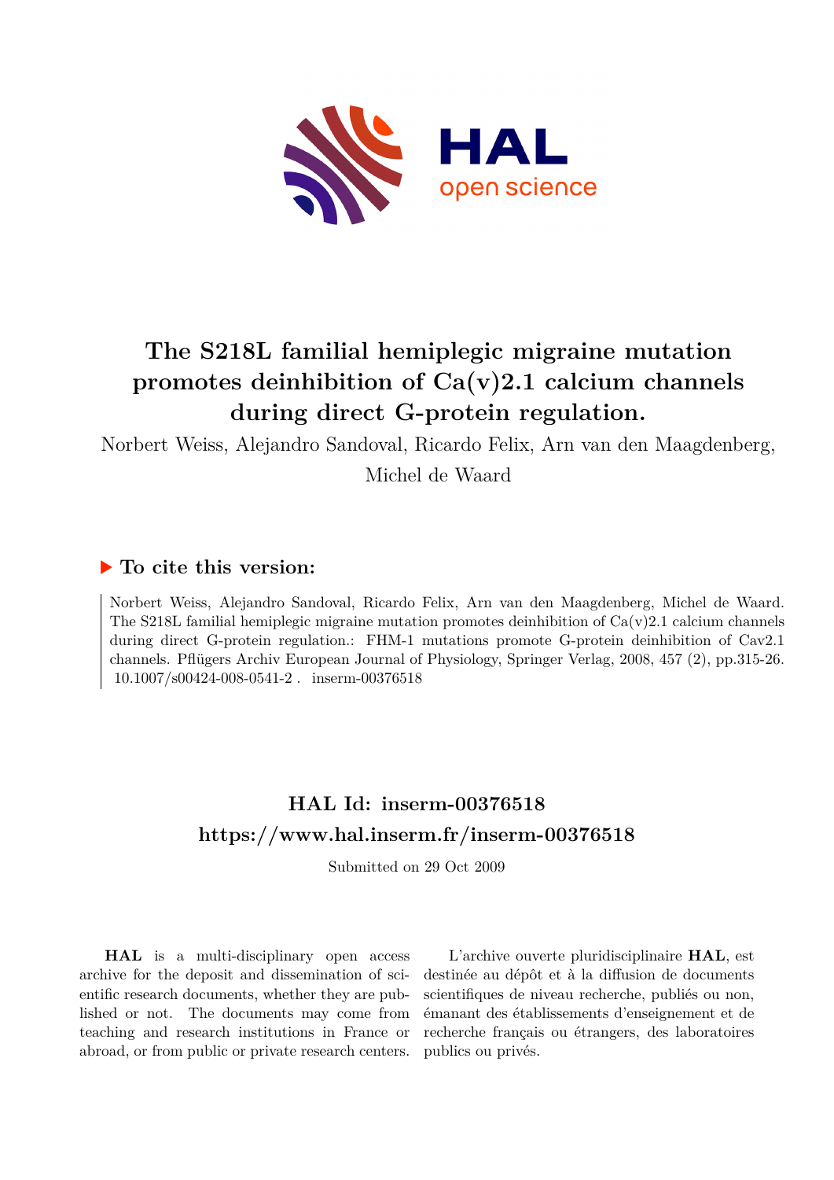# The S218L familial hemiplegic migraine mutation promotes deinhibition of Ca(v)2.1 calcium channels during direct G-protein regulation.

Norbert Weiss, Alejandro Sandoval, Ricardo Felix, Arn van den Maagdenberg, Michel de Waard

### ▶ To cite this version:

Norbert Weiss, Alejandro Sandoval, Ricardo Felix, Arn van den Maagdenberg, Michel de Waard. The S218L familial hemiplegic migraine mutation promotes deinhibition of Ca(v)2.1 calcium channels during direct G-protein regulation.: FHM-1 mutations promote G-protein deinhibition of Cav2.1 channels. Pflügers Archiv European Journal of Physiology, Springer Verlag, 2008, 457 (2), pp.315-26. 10.1007/s00424-008-0541-2 . inserm-00376518

## HAL Id: inserm-00376518

## https://www.hal.inserm.fr/inserm-00376518

Submitted on 29 Oct 2009

**HAL** is a multi-disciplinary open access archive for the deposit and dissemination of scientific research documents, whether they are published or not. The documents may come from teaching and research institutions in France or abroad, or from public or private research centers.

L'archive ouverte pluridisciplinaire **HAL**, est destinée au dépôt et à la diffusion de documents scientifiques de niveau recherche, publiés ou non, émanant des établissements d'enseignement et de recherche français ou étrangers, des laboratoires publics ou privés.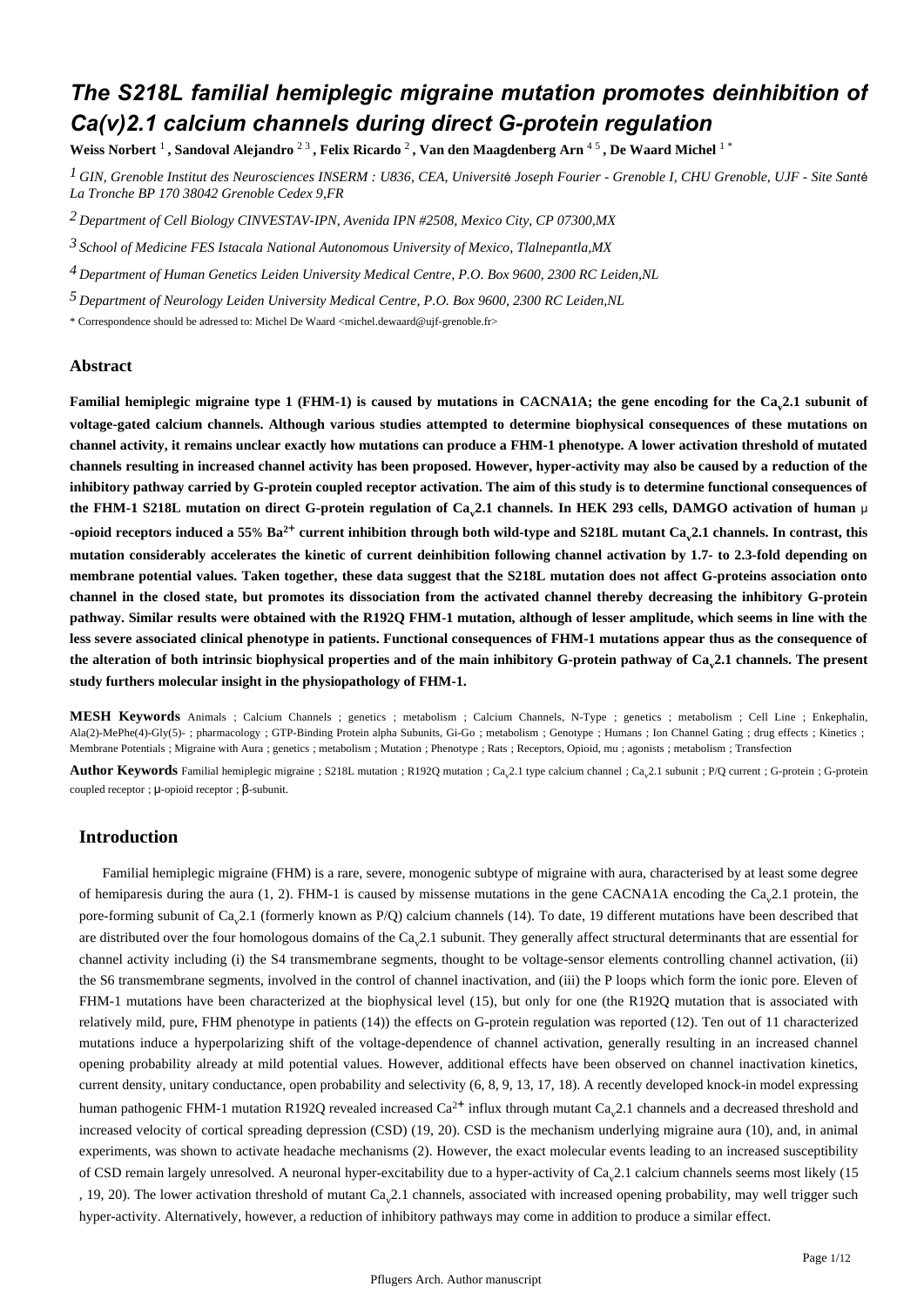# The S218L familial hemiplegic migraine mutation promotes deinhibition of Ca(v)2.1 calcium channels during direct G-protein regulation

**Weiss Norbert** [1], **Sandoval Alejandro** [2,3], **Felix Ricardo** [2], **Van den Maagdenberg Arn** [4,5], **De Waard Michel** [1*]

[1] GIN, Grenoble Institut des Neurosciences INSERM : U836, CEA, Université Joseph Fourier - Grenoble I, CHU Grenoble, UJF - Site Santé La Tronche BP 170 38042 Grenoble Cedex 9,FR

[2] Department of Cell Biology CINVESTAV-IPN, Avenida IPN #2508, Mexico City, CP 07300,MX

[3] School of Medicine FES Istacala National Autonomous University of Mexico, Tlalnepantla,MX

[4] Department of Human Genetics Leiden University Medical Centre, P.O. Box 9600, 2300 RC Leiden,NL

[5] Department of Neurology Leiden University Medical Centre, P.O. Box 9600, 2300 RC Leiden,NL

* Correspondence should be adressed to: Michel De Waard <michel.dewaard@ujf-grenoble.fr>

## Abstract

**Familial hemiplegic migraine type 1 (FHM-1) is caused by mutations in CACNA1A; the gene encoding for the $Ca_v2.1$ subunit of voltage-gated calcium channels. Although various studies attempted to determine biophysical consequences of these mutations on channel activity, it remains unclear exactly how mutations can produce a FHM-1 phenotype. A lower activation threshold of mutated channels resulting in increased channel activity has been proposed. However, hyper-activity may also be caused by a reduction of the inhibitory pathway carried by G-protein coupled receptor activation. The aim of this study is to determine functional consequences of the FHM-1 S218L mutation on direct G-protein regulation of $Ca_v2.1$ channels. In HEK 293 cells, DAMGO activation of human μ-opioid receptors induced a 55% $Ba^{2+}$ current inhibition through both wild-type and S218L mutant $Ca_v2.1$ channels. In contrast, this mutation considerably accelerates the kinetic of current deinhibition following channel activation by 1.7- to 2.3-fold depending on membrane potential values. Taken together, these data suggest that the S218L mutation does not affect G-proteins association onto channel in the closed state, but promotes its dissociation from the activated channel thereby decreasing the inhibitory G-protein pathway. Similar results were obtained with the R192Q FHM-1 mutation, although of lesser amplitude, which seems in line with the less severe associated clinical phenotype in patients. Functional consequences of FHM-1 mutations appear thus as the consequence of the alteration of both intrinsic biophysical properties and of the main inhibitory G-protein pathway of $Ca_v2.1$ channels. The present study furthers molecular insight in the physiopathology of FHM-1.**

**MESH Keywords** Animals ; Calcium Channels ; genetics ; metabolism ; Calcium Channels, N-Type ; genetics ; metabolism ; Cell Line ; Enkephalin, Ala(2)-MePhe(4)-Gly(5)- ; pharmacology ; GTP-Binding Protein alpha Subunits, Gi-Go ; metabolism ; Genotype ; Humans ; Ion Channel Gating ; drug effects ; Kinetics ; Membrane Potentials ; Migraine with Aura ; genetics ; metabolism ; Mutation ; Phenotype ; Rats ; Receptors, Opioid, mu ; agonists ; metabolism ; Transfection

**Author Keywords** Familial hemiplegic migraine ; S218L mutation ; R192Q mutation ; $Ca_v2.1$ type calcium channel ; $Ca_v2.1$ subunit ; P/Q current ; G-protein ; G-protein coupled receptor ; μ-opioid receptor ; β-subunit.

## Introduction

Familial hemiplegic migraine (FHM) is a rare, severe, monogenic subtype of migraine with aura, characterised by at least some degree of hemiparesis during the aura (1, 2). FHM-1 is caused by missense mutations in the gene CACNA1A encoding the $Ca_v2.1$ protein, the pore-forming subunit of $Ca_v2.1$ (formerly known as P/Q) calcium channels (14). To date, 19 different mutations have been described that are distributed over the four homologous domains of the $Ca_v2.1$ subunit. They generally affect structural determinants that are essential for channel activity including (i) the S4 transmembrane segments, thought to be voltage-sensor elements controlling channel activation, (ii) the S6 transmembrane segments, involved in the control of channel inactivation, and (iii) the P loops which form the ionic pore. Eleven of FHM-1 mutations have been characterized at the biophysical level (15), but only for one (the R192Q mutation that is associated with relatively mild, pure, FHM phenotype in patients (14)) the effects on G-protein regulation was reported (12). Ten out of 11 characterized mutations induce a hyperpolarizing shift of the voltage-dependence of channel activation, generally resulting in an increased channel opening probability already at mild potential values. However, additional effects have been observed on channel inactivation kinetics, current density, unitary conductance, open probability and selectivity (6, 8, 9, 13, 17, 18). A recently developed knock-in model expressing human pathogenic FHM-1 mutation R192Q revealed increased $Ca^{2+}$ influx through mutant $Ca_v2.1$ channels and a decreased threshold and increased velocity of cortical spreading depression (CSD) (19, 20). CSD is the mechanism underlying migraine aura (10), and, in animal experiments, was shown to activate headache mechanisms (2). However, the exact molecular events leading to an increased susceptibility of CSD remain largely unresolved. A neuronal hyper-excitability due to a hyper-activity of $Ca_v2.1$ calcium channels seems most likely (15, 19, 20). The lower activation threshold of mutant $Ca_v2.1$ channels, associated with increased opening probability, may well trigger such hyper-activity. Alternatively, however, a reduction of inhibitory pathways may come in addition to produce a similar effect.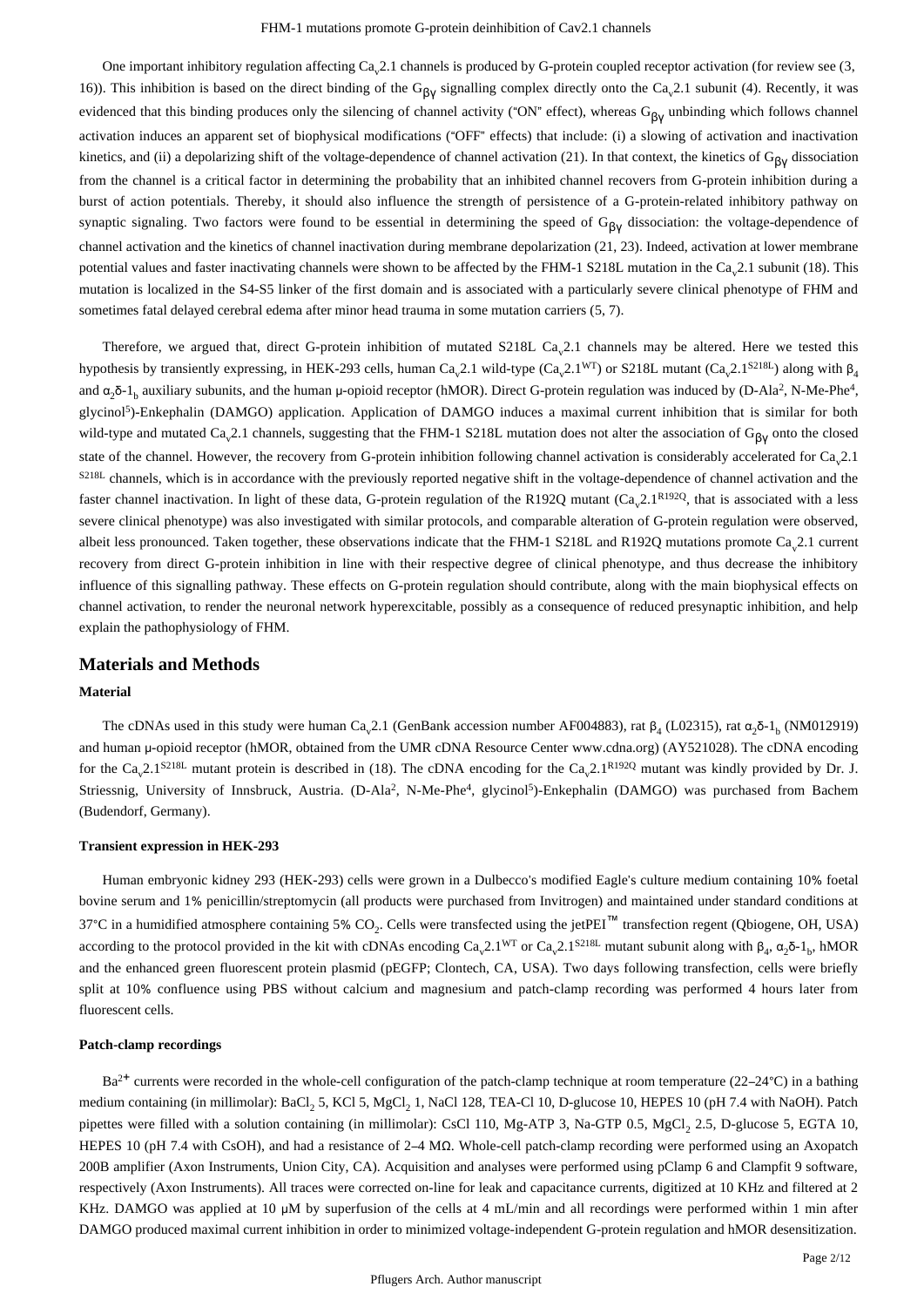One important inhibitory regulation affecting $Ca_v2.1$ channels is produced by G-protein coupled receptor activation (for review see (3, 16)). This inhibition is based on the direct binding of the $G_{\beta\gamma}$ signalling complex directly onto the $Ca_v2.1$ subunit (4). Recently, it was evidenced that this binding produces only the silencing of channel activity ("ON" effect), whereas $G_{\beta\gamma}$ unbinding which follows channel activation induces an apparent set of biophysical modifications ("OFF" effects) that include: (i) a slowing of activation and inactivation kinetics, and (ii) a depolarizing shift of the voltage-dependence of channel activation (21). In that context, the kinetics of $G_{\beta\gamma}$ dissociation from the channel is a critical factor in determining the probability that an inhibited channel recovers from G-protein inhibition during a burst of action potentials. Thereby, it should also influence the strength of persistence of a G-protein-related inhibitory pathway on synaptic signaling. Two factors were found to be essential in determining the speed of $G_{\beta\gamma}$ dissociation: the voltage-dependence of channel activation and the kinetics of channel inactivation during membrane depolarization (21, 23). Indeed, activation at lower membrane potential values and faster inactivating channels were shown to be affected by the FHM-1 S218L mutation in the $Ca_v2.1$ subunit (18). This mutation is localized in the S4-S5 linker of the first domain and is associated with a particularly severe clinical phenotype of FHM and sometimes fatal delayed cerebral edema after minor head trauma in some mutation carriers (5, 7).

Therefore, we argued that, direct G-protein inhibition of mutated S218L $Ca_v2.1$ channels may be altered. Here we tested this hypothesis by transiently expressing, in HEK-293 cells, human $Ca_v2.1$ wild-type ($Ca_v2.1^{WT}$) or S218L mutant ($Ca_v2.1^{S218L}$) along with $\beta_4$ and $\alpha_2\delta$-$1_b$ auxiliary subunits, and the human μ-opioid receptor (hMOR). Direct G-protein regulation was induced by (D-Ala[2], N-Me-Phe[4], glycinol[5])-Enkephalin (DAMGO) application. Application of DAMGO induces a maximal current inhibition that is similar for both wild-type and mutated $Ca_v2.1$ channels, suggesting that the FHM-1 S218L mutation does not alter the association of $G_{\beta\gamma}$ onto the closed state of the channel. However, the recovery from G-protein inhibition following channel activation is considerably accelerated for $Ca_v2.1^{S218L}$ channels, which is in accordance with the previously reported negative shift in the voltage-dependence of channel activation and the faster channel inactivation. In light of these data, G-protein regulation of the R192Q mutant ($Ca_v2.1^{R192Q}$, that is associated with a less severe clinical phenotype) was also investigated with similar protocols, and comparable alteration of G-protein regulation were observed, albeit less pronounced. Taken together, these observations indicate that the FHM-1 S218L and R192Q mutations promote $Ca_v2.1$ current recovery from direct G-protein inhibition in line with their respective degree of clinical phenotype, and thus decrease the inhibitory influence of this signalling pathway. These effects on G-protein regulation should contribute, along with the main biophysical effects on channel activation, to render the neuronal network hyperexcitable, possibly as a consequence of reduced presynaptic inhibition, and help explain the pathophysiology of FHM.

## Materials and Methods

### Material

The cDNAs used in this study were human $Ca_v2.1$ (GenBank accession number AF004883), rat $\beta_4$ (L02315), rat $\alpha_2\delta$-$1_b$ (NM012919) and human μ-opioid receptor (hMOR, obtained from the UMR cDNA Resource Center www.cdna.org) (AY521028). The cDNA encoding for the $Ca_v2.1^{S218L}$ mutant protein is described in (18). The cDNA encoding for the $Ca_v2.1^{R192Q}$ mutant was kindly provided by Dr. J. Striessnig, University of Innsbruck, Austria. (D-Ala[2], N-Me-Phe[4], glycinol[5])-Enkephalin (DAMGO) was purchased from Bachem (Budendorf, Germany).

### Transient expression in HEK-293

Human embryonic kidney 293 (HEK-293) cells were grown in a Dulbecco's modified Eagle's culture medium containing 10% foetal bovine serum and 1% penicillin/streptomycin (all products were purchased from Invitrogen) and maintained under standard conditions at 37°C in a humidified atmosphere containing 5% $CO_2$. Cells were transfected using the jetPEI™ transfection regent (Qbiogene, OH, USA) according to the protocol provided in the kit with cDNAs encoding $Ca_v2.1^{WT}$ or $Ca_v2.1^{S218L}$ mutant subunit along with $\beta_4$, $\alpha_2\delta$-$1_b$, hMOR and the enhanced green fluorescent protein plasmid (pEGFP; Clontech, CA, USA). Two days following transfection, cells were briefly split at 10% confluence using PBS without calcium and magnesium and patch-clamp recording was performed 4 hours later from fluorescent cells.

### Patch-clamp recordings

$Ba^{2+}$ currents were recorded in the whole-cell configuration of the patch-clamp technique at room temperature (22–24°C) in a bathing medium containing (in millimolar): $BaCl_2$ 5, KCl 5, $MgCl_2$ 1, NaCl 128, TEA-Cl 10, D-glucose 10, HEPES 10 (pH 7.4 with NaOH). Patch pipettes were filled with a solution containing (in millimolar): CsCl 110, Mg-ATP 3, Na-GTP 0.5, $MgCl_2$ 2.5, D-glucose 5, EGTA 10, HEPES 10 (pH 7.4 with CsOH), and had a resistance of 2–4 MΩ. Whole-cell patch-clamp recording were performed using an Axopatch 200B amplifier (Axon Instruments, Union City, CA). Acquisition and analyses were performed using pClamp 6 and Clampfit 9 software, respectively (Axon Instruments). All traces were corrected on-line for leak and capacitance currents, digitized at 10 KHz and filtered at 2 KHz. DAMGO was applied at 10 μM by superfusion of the cells at 4 mL/min and all recordings were performed within 1 min after DAMGO produced maximal current inhibition in order to minimized voltage-independent G-protein regulation and hMOR desensitization.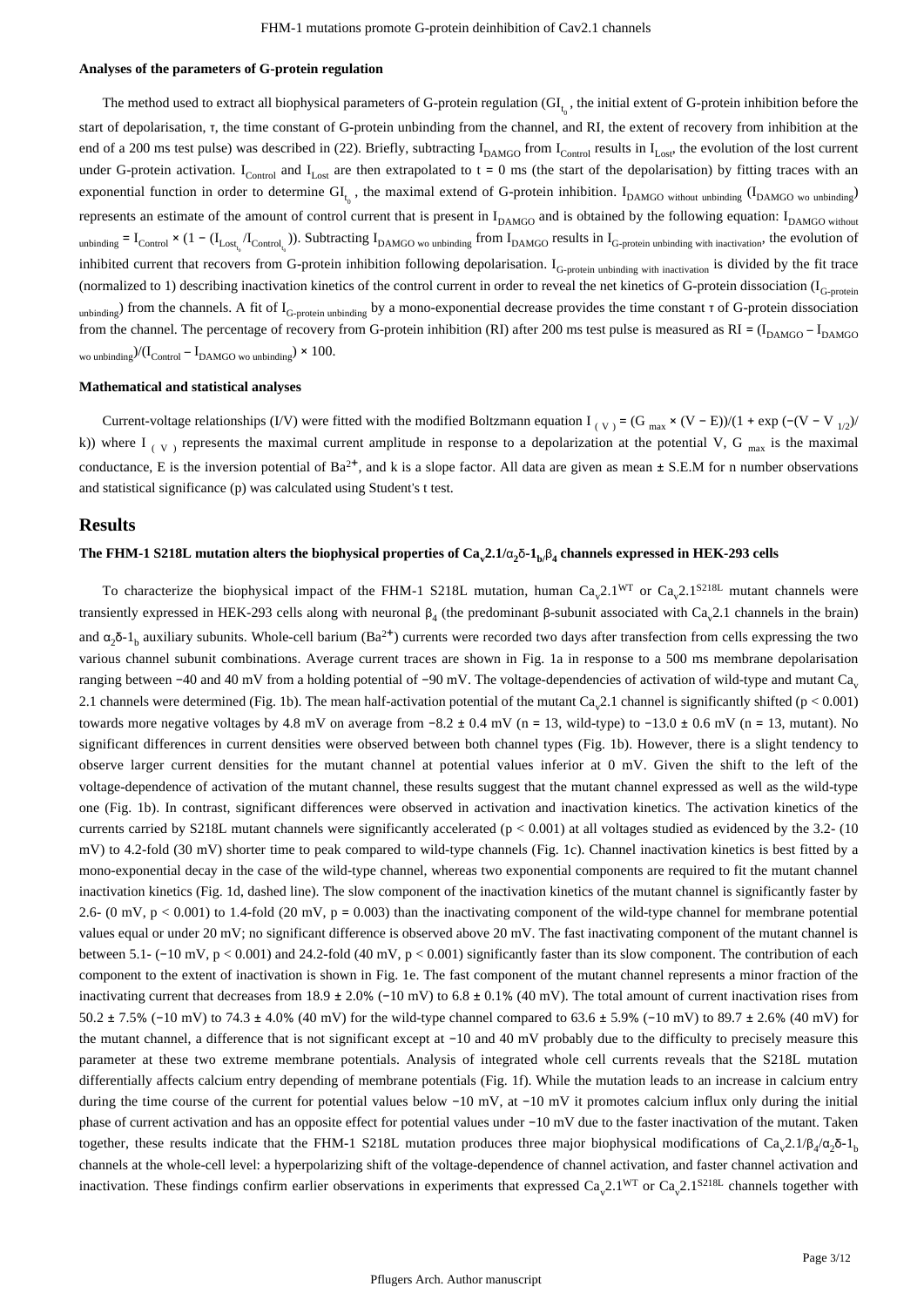#### Analyses of the parameters of G-protein regulation

The method used to extract all biophysical parameters of G-protein regulation ($GI_{t_0}$, the initial extent of G-protein inhibition before the start of depolarisation, τ, the time constant of G-protein unbinding from the channel, and RI, the extent of recovery from inhibition at the end of a 200 ms test pulse) was described in (22). Briefly, subtracting $I_{DAMGO}$ from $I_{Control}$ results in $I_{Lost}$, the evolution of the lost current under G-protein activation. $I_{Control}$ and $I_{Lost}$ are then extrapolated to t = 0 ms (the start of the depolarisation) by fitting traces with an exponential function in order to determine $GI_{t_0}$, the maximal extend of G-protein inhibition. $I_{DAMGO\ without\ unbinding}$ ($I_{DAMGO\ wo\ unbinding}$) represents an estimate of the amount of control current that is present in $I_{DAMGO}$ and is obtained by the following equation: $I_{DAMGO\ without\ unbinding} = I_{Control} \times (1 - (I_{Lost_{t_0}}/I_{Control_{t_0}}))$. Subtracting $I_{DAMGO\ wo\ unbinding}$ from $I_{DAMGO}$ results in $I_{G\text{-}protein\ unbinding\ with\ inactivation}$, the evolution of inhibited current that recovers from G-protein inhibition following depolarisation. $I_{G\text{-}protein\ unbinding\ with\ inactivation}$ is divided by the fit trace (normalized to 1) describing inactivation kinetics of the control current in order to reveal the net kinetics of G-protein dissociation ($I_{G\text{-}protein\ unbinding}$) from the channels. A fit of $I_{G\text{-}protein\ unbinding}$ by a mono-exponential decrease provides the time constant τ of G-protein dissociation from the channel. The percentage of recovery from G-protein inhibition (RI) after 200 ms test pulse is measured as $RI = (I_{DAMGO} - I_{DAMGO\ wo\ unbinding})/(I_{Control} - I_{DAMGO\ wo\ unbinding}) \times 100$.

#### Mathematical and statistical analyses

Current-voltage relationships (I/V) were fitted with the modified Boltzmann equation $I_{(V)} = (G_{max} \times (V - E))/(1 + \exp(-(V - V_{1/2})/k))$ where $I_{(V)}$ represents the maximal current amplitude in response to a depolarization at the potential V, $G_{max}$ is the maximal conductance, E is the inversion potential of $Ba^{2+}$, and k is a slope factor. All data are given as mean ± S.E.M for n number observations and statistical significance (p) was calculated using Student's t test.

## Results

#### The FHM-1 S218L mutation alters the biophysical properties of $Ca_v2.1/\alpha_2\delta\text{-}1_b/\beta_4$ channels expressed in HEK-293 cells

To characterize the biophysical impact of the FHM-1 S218L mutation, human $Ca_v2.1^{WT}$ or $Ca_v2.1^{S218L}$ mutant channels were transiently expressed in HEK-293 cells along with neuronal $\beta_4$ (the predominant β-subunit associated with $Ca_v2.1$ channels in the brain) and $\alpha_2\delta\text{-}1_b$ auxiliary subunits. Whole-cell barium ($Ba^{2+}$) currents were recorded two days after transfection from cells expressing the two various channel subunit combinations. Average current traces are shown in Fig. 1a in response to a 500 ms membrane depolarisation ranging between −40 and 40 mV from a holding potential of −90 mV. The voltage-dependencies of activation of wild-type and mutant $Ca_v2.1$ channels were determined (Fig. 1b). The mean half-activation potential of the mutant $Ca_v2.1$ channel is significantly shifted ($p < 0.001$) towards more negative voltages by 4.8 mV on average from −8.2 ± 0.4 mV (n = 13, wild-type) to −13.0 ± 0.6 mV (n = 13, mutant). No significant differences in current densities were observed between both channel types (Fig. 1b). However, there is a slight tendency to observe larger current densities for the mutant channel at potential values inferior at 0 mV. Given the shift to the left of the voltage-dependence of activation of the mutant channel, these results suggest that the mutant channel expressed as well as the wild-type one (Fig. 1b). In contrast, significant differences were observed in activation and inactivation kinetics. The activation kinetics of the currents carried by S218L mutant channels were significantly accelerated ($p < 0.001$) at all voltages studied as evidenced by the 3.2- (10 mV) to 4.2-fold (30 mV) shorter time to peak compared to wild-type channels (Fig. 1c). Channel inactivation kinetics is best fitted by a mono-exponential decay in the case of the wild-type channel, whereas two exponential components are required to fit the mutant channel inactivation kinetics (Fig. 1d, dashed line). The slow component of the inactivation kinetics of the mutant channel is significantly faster by 2.6- (0 mV, $p < 0.001$) to 1.4-fold (20 mV, $p = 0.003$) than the inactivating component of the wild-type channel for membrane potential values equal or under 20 mV; no significant difference is observed above 20 mV. The fast inactivating component of the mutant channel is between 5.1- (−10 mV, $p < 0.001$) and 24.2-fold (40 mV, $p < 0.001$) significantly faster than its slow component. The contribution of each component to the extent of inactivation is shown in Fig. 1e. The fast component of the mutant channel represents a minor fraction of the inactivating current that decreases from 18.9 ± 2.0% (−10 mV) to 6.8 ± 0.1% (40 mV). The total amount of current inactivation rises from 50.2 ± 7.5% (−10 mV) to 74.3 ± 4.0% (40 mV) for the wild-type channel compared to 63.6 ± 5.9% (−10 mV) to 89.7 ± 2.6% (40 mV) for the mutant channel, a difference that is not significant except at −10 and 40 mV probably due to the difficulty to precisely measure this parameter at these two extreme membrane potentials. Analysis of integrated whole cell currents reveals that the S218L mutation differentially affects calcium entry depending of membrane potentials (Fig. 1f). While the mutation leads to an increase in calcium entry during the time course of the current for potential values below −10 mV, at −10 mV it promotes calcium influx only during the initial phase of current activation and has an opposite effect for potential values under −10 mV due to the faster inactivation of the mutant. Taken together, these results indicate that the FHM-1 S218L mutation produces three major biophysical modifications of $Ca_v2.1/\beta_4/\alpha_2\delta\text{-}1_b$ channels at the whole-cell level: a hyperpolarizing shift of the voltage-dependence of channel activation, and faster channel activation and inactivation. These findings confirm earlier observations in experiments that expressed $Ca_v2.1^{WT}$ or $Ca_v2.1^{S218L}$ channels together with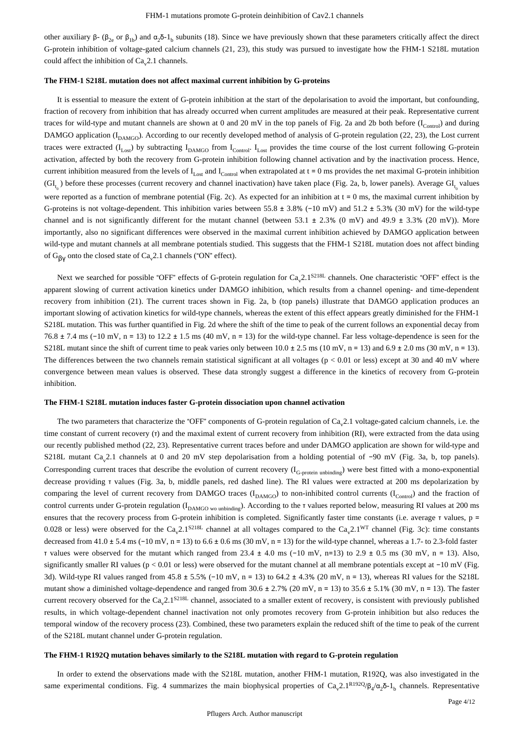other auxiliary β- ($\beta_{2e}$ or $\beta_{1b}$) and $\alpha_2\delta$-$1_b$ subunits (18). Since we have previously shown that these parameters critically affect the direct G-protein inhibition of voltage-gated calcium channels (21, 23), this study was pursued to investigate how the FHM-1 S218L mutation could affect the inhibition of $Ca_v2.1$ channels.

#### The FHM-1 S218L mutation does not affect maximal current inhibition by G-proteins

It is essential to measure the extent of G-protein inhibition at the start of the depolarisation to avoid the important, but confounding, fraction of recovery from inhibition that has already occurred when current amplitudes are measured at their peak. Representative current traces for wild-type and mutant channels are shown at 0 and 20 mV in the top panels of Fig. 2a and 2b both before ($I_{Control}$) and during DAMGO application ($I_{DAMGO}$). According to our recently developed method of analysis of G-protein regulation (22, 23), the Lost current traces were extracted ($I_{Lost}$) by subtracting $I_{DAMGO}$ from $I_{Control}$. $I_{Lost}$ provides the time course of the lost current following G-protein activation, affected by both the recovery from G-protein inhibition following channel activation and by the inactivation process. Hence, current inhibition measured from the levels of $I_{Lost}$ and $I_{Control}$ when extrapolated at t = 0 ms provides the net maximal G-protein inhibition ($GI_{t_0}$) before these processes (current recovery and channel inactivation) have taken place (Fig. 2a, b, lower panels). Average $GI_{t_0}$ values were reported as a function of membrane potential (Fig. 2c). As expected for an inhibition at t = 0 ms, the maximal current inhibition by G-proteins is not voltage-dependent. This inhibition varies between 55.8 ± 3.8% (−10 mV) and 51.2 ± 5.3% (30 mV) for the wild-type channel and is not significantly different for the mutant channel (between 53.1 ± 2.3% (0 mV) and 49.9 ± 3.3% (20 mV)). More importantly, also no significant differences were observed in the maximal current inhibition achieved by DAMGO application between wild-type and mutant channels at all membrane potentials studied. This suggests that the FHM-1 S218L mutation does not affect binding of $G_{\beta\gamma}$ onto the closed state of $Ca_v2.1$ channels ("ON" effect).

Next we searched for possible "OFF" effects of G-protein regulation for $Ca_v2.1^{S218L}$ channels. One characteristic "OFF" effect is the apparent slowing of current activation kinetics under DAMGO inhibition, which results from a channel opening- and time-dependent recovery from inhibition (21). The current traces shown in Fig. 2a, b (top panels) illustrate that DAMGO application produces an important slowing of activation kinetics for wild-type channels, whereas the extent of this effect appears greatly diminished for the FHM-1 S218L mutation. This was further quantified in Fig. 2d where the shift of the time to peak of the current follows an exponential decay from 76.8 ± 7.4 ms (−10 mV, n = 13) to 12.2 ± 1.5 ms (40 mV, n = 13) for the wild-type channel. Far less voltage-dependence is seen for the S218L mutant since the shift of current time to peak varies only between 10.0 ± 2.5 ms (10 mV, n = 13) and 6.9 ± 2.0 ms (30 mV, n = 13). The differences between the two channels remain statistical significant at all voltages ($p < 0.01$ or less) except at 30 and 40 mV where convergence between mean values is observed. These data strongly suggest a difference in the kinetics of recovery from G-protein inhibition.

#### The FHM-1 S218L mutation induces faster G-protein dissociation upon channel activation

The two parameters that characterize the "OFF" components of G-protein regulation of $Ca_v2.1$ voltage-gated calcium channels, i.e. the time constant of current recovery (τ) and the maximal extent of current recovery from inhibition (RI), were extracted from the data using our recently published method (22, 23). Representative current traces before and under DAMGO application are shown for wild-type and S218L mutant $Ca_v2.1$ channels at 0 and 20 mV step depolarisation from a holding potential of −90 mV (Fig. 3a, b, top panels). Corresponding current traces that describe the evolution of current recovery ($I_{G\text{-protein unbinding}}$) were best fitted with a mono-exponential decrease providing τ values (Fig. 3a, b, middle panels, red dashed line). The RI values were extracted at 200 ms depolarization by comparing the level of current recovery from DAMGO traces ($I_{DAMGO}$) to non-inhibited control currents ($I_{Control}$) and the fraction of control currents under G-protein regulation ($I_{DAMGO\ wo\ unbinding}$). According to the τ values reported below, measuring RI values at 200 ms ensures that the recovery process from G-protein inhibition is completed. Significantly faster time constants (i.e. average τ values, $p = 0.028$ or less) were observed for the $Ca_v2.1^{S218L}$ channel at all voltages compared to the $Ca_v2.1^{WT}$ channel (Fig. 3c): time constants decreased from 41.0 ± 5.4 ms (−10 mV, n = 13) to 6.6 ± 0.6 ms (30 mV, n = 13) for the wild-type channel, whereas a 1.7- to 2.3-fold faster τ values were observed for the mutant which ranged from 23.4 ± 4.0 ms (−10 mV, n=13) to 2.9 ± 0.5 ms (30 mV, n = 13). Also, significantly smaller RI values ($p < 0.01$ or less) were observed for the mutant channel at all membrane potentials except at −10 mV (Fig. 3d). Wild-type RI values ranged from 45.8 ± 5.5% (−10 mV, n = 13) to 64.2 ± 4.3% (20 mV, n = 13), whereas RI values for the S218L mutant show a diminished voltage-dependence and ranged from 30.6 ± 2.7% (20 mV, n = 13) to 35.6 ± 5.1% (30 mV, n = 13). The faster current recovery observed for the $Ca_v2.1^{S218L}$ channel, associated to a smaller extent of recovery, is consistent with previously published results, in which voltage-dependent channel inactivation not only promotes recovery from G-protein inhibition but also reduces the temporal window of the recovery process (23). Combined, these two parameters explain the reduced shift of the time to peak of the current of the S218L mutant channel under G-protein regulation.

#### The FHM-1 R192Q mutation behaves similarly to the S218L mutation with regard to G-protein regulation

In order to extend the observations made with the S218L mutation, another FHM-1 mutation, R192Q, was also investigated in the same experimental conditions. Fig. 4 summarizes the main biophysical properties of $Ca_v2.1^{R192Q}/\beta_4/\alpha_2\delta$-$1_b$ channels. Representative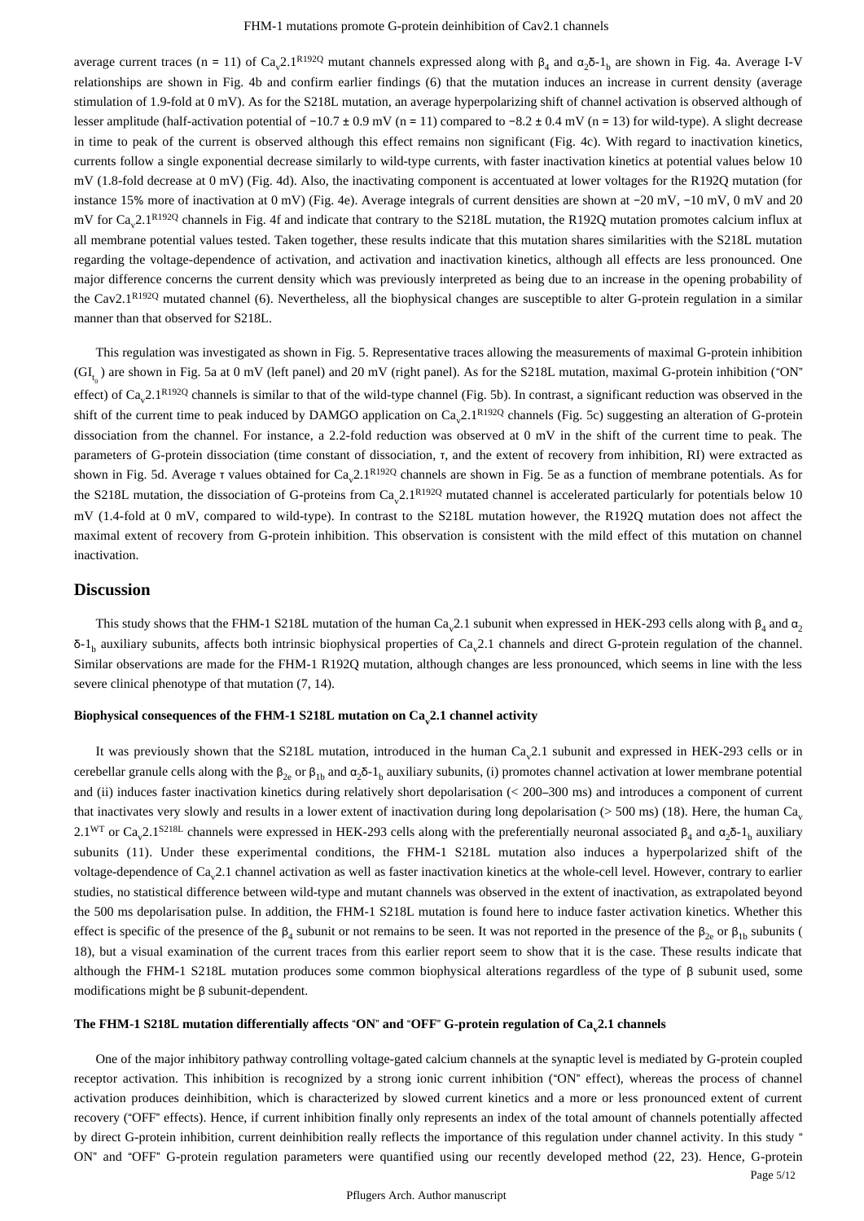average current traces (n = 11) of $Ca_v2.1^{R192Q}$ mutant channels expressed along with $\beta_4$ and $\alpha_2\delta$-$1_b$ are shown in Fig. 4a. Average I-V relationships are shown in Fig. 4b and confirm earlier findings (6) that the mutation induces an increase in current density (average stimulation of 1.9-fold at 0 mV). As for the S218L mutation, an average hyperpolarizing shift of channel activation is observed although of lesser amplitude (half-activation potential of −10.7 ± 0.9 mV (n = 11) compared to −8.2 ± 0.4 mV (n = 13) for wild-type). A slight decrease in time to peak of the current is observed although this effect remains non significant (Fig. 4c). With regard to inactivation kinetics, currents follow a single exponential decrease similarly to wild-type currents, with faster inactivation kinetics at potential values below 10 mV (1.8-fold decrease at 0 mV) (Fig. 4d). Also, the inactivating component is accentuated at lower voltages for the R192Q mutation (for instance 15% more of inactivation at 0 mV) (Fig. 4e). Average integrals of current densities are shown at −20 mV, −10 mV, 0 mV and 20 mV for $Ca_v2.1^{R192Q}$ channels in Fig. 4f and indicate that contrary to the S218L mutation, the R192Q mutation promotes calcium influx at all membrane potential values tested. Taken together, these results indicate that this mutation shares similarities with the S218L mutation regarding the voltage-dependence of activation, and activation and inactivation kinetics, although all effects are less pronounced. One major difference concerns the current density which was previously interpreted as being due to an increase in the opening probability of the $Cav2.1^{R192Q}$ mutated channel (6). Nevertheless, all the biophysical changes are susceptible to alter G-protein regulation in a similar manner than that observed for S218L.

This regulation was investigated as shown in Fig. 5. Representative traces allowing the measurements of maximal G-protein inhibition ($GI_{t_0}$) are shown in Fig. 5a at 0 mV (left panel) and 20 mV (right panel). As for the S218L mutation, maximal G-protein inhibition ("ON" effect) of $Ca_v2.1^{R192Q}$ channels is similar to that of the wild-type channel (Fig. 5b). In contrast, a significant reduction was observed in the shift of the current time to peak induced by DAMGO application on $Ca_v2.1^{R192Q}$ channels (Fig. 5c) suggesting an alteration of G-protein dissociation from the channel. For instance, a 2.2-fold reduction was observed at 0 mV in the shift of the current time to peak. The parameters of G-protein dissociation (time constant of dissociation, τ, and the extent of recovery from inhibition, RI) were extracted as shown in Fig. 5d. Average τ values obtained for $Ca_v2.1^{R192Q}$ channels are shown in Fig. 5e as a function of membrane potentials. As for the S218L mutation, the dissociation of G-proteins from $Ca_v2.1^{R192Q}$ mutated channel is accelerated particularly for potentials below 10 mV (1.4-fold at 0 mV, compared to wild-type). In contrast to the S218L mutation however, the R192Q mutation does not affect the maximal extent of recovery from G-protein inhibition. This observation is consistent with the mild effect of this mutation on channel inactivation.

## Discussion

This study shows that the FHM-1 S218L mutation of the human $Ca_v2.1$ subunit when expressed in HEK-293 cells along with $\beta_4$ and $\alpha_2\delta$-$1_b$ auxiliary subunits, affects both intrinsic biophysical properties of $Ca_v2.1$ channels and direct G-protein regulation of the channel. Similar observations are made for the FHM-1 R192Q mutation, although changes are less pronounced, which seems in line with the less severe clinical phenotype of that mutation (7, 14).

### Biophysical consequences of the FHM-1 S218L mutation on $Ca_v2.1$ channel activity

It was previously shown that the S218L mutation, introduced in the human $Ca_v2.1$ subunit and expressed in HEK-293 cells or in cerebellar granule cells along with the $\beta_{2e}$ or $\beta_{1b}$ and $\alpha_2\delta$-$1_b$ auxiliary subunits, (i) promotes channel activation at lower membrane potential and (ii) induces faster inactivation kinetics during relatively short depolarisation (< 200–300 ms) and introduces a component of current that inactivates very slowly and results in a lower extent of inactivation during long depolarisation (> 500 ms) (18). Here, the human $Ca_v2.1^{WT}$ or $Ca_v2.1^{S218L}$ channels were expressed in HEK-293 cells along with the preferentially neuronal associated $\beta_4$ and $\alpha_2\delta$-$1_b$ auxiliary subunits (11). Under these experimental conditions, the FHM-1 S218L mutation also induces a hyperpolarized shift of the voltage-dependence of $Ca_v2.1$ channel activation as well as faster inactivation kinetics at the whole-cell level. However, contrary to earlier studies, no statistical difference between wild-type and mutant channels was observed in the extent of inactivation, as extrapolated beyond the 500 ms depolarisation pulse. In addition, the FHM-1 S218L mutation is found here to induce faster activation kinetics. Whether this effect is specific of the presence of the $\beta_4$ subunit or not remains to be seen. It was not reported in the presence of the $\beta_{2e}$ or $\beta_{1b}$ subunits (18), but a visual examination of the current traces from this earlier report seem to show that it is the case. These results indicate that although the FHM-1 S218L mutation produces some common biophysical alterations regardless of the type of β subunit used, some modifications might be β subunit-dependent.

### The FHM-1 S218L mutation differentially affects "ON" and "OFF" G-protein regulation of $Ca_v2.1$ channels

One of the major inhibitory pathway controlling voltage-gated calcium channels at the synaptic level is mediated by G-protein coupled receptor activation. This inhibition is recognized by a strong ionic current inhibition ("ON" effect), whereas the process of channel activation produces deinhibition, which is characterized by slowed current kinetics and a more or less pronounced extent of current recovery ("OFF" effects). Hence, if current inhibition finally only represents an index of the total amount of channels potentially affected by direct G-protein inhibition, current deinhibition really reflects the importance of this regulation under channel activity. In this study " ON" and "OFF" G-protein regulation parameters were quantified using our recently developed method (22, 23). Hence, G-protein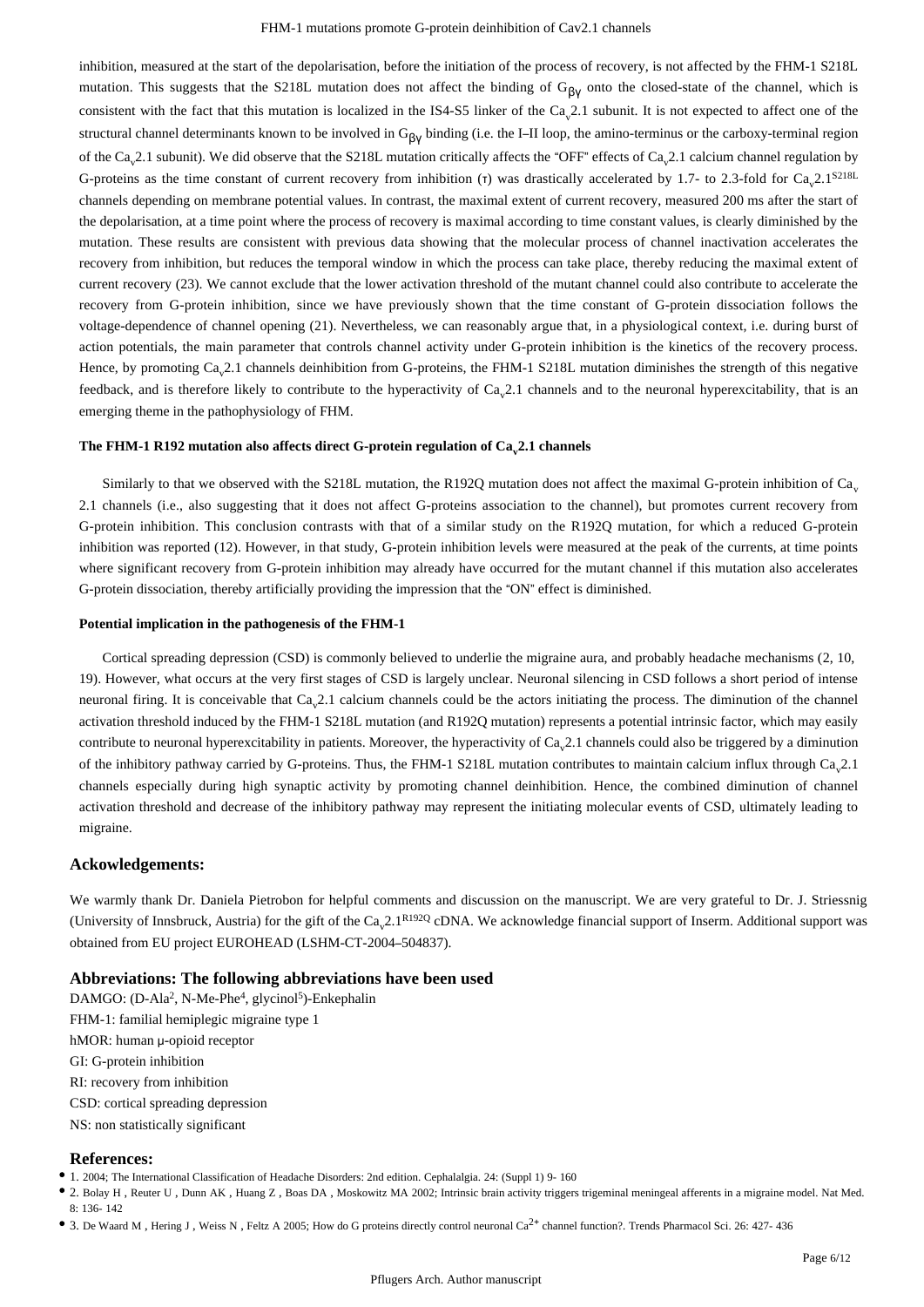inhibition, measured at the start of the depolarisation, before the initiation of the process of recovery, is not affected by the FHM-1 S218L mutation. This suggests that the S218L mutation does not affect the binding of $G_{\beta\gamma}$ onto the closed-state of the channel, which is consistent with the fact that this mutation is localized in the IS4-S5 linker of the $Ca_v2.1$ subunit. It is not expected to affect one of the structural channel determinants known to be involved in $G_{\beta\gamma}$ binding (i.e. the I–II loop, the amino-terminus or the carboxy-terminal region of the $Ca_v2.1$ subunit). We did observe that the S218L mutation critically affects the "OFF" effects of $Ca_v2.1$ calcium channel regulation by G-proteins as the time constant of current recovery from inhibition (τ) was drastically accelerated by 1.7- to 2.3-fold for $Ca_v2.1^{S218L}$ channels depending on membrane potential values. In contrast, the maximal extent of current recovery, measured 200 ms after the start of the depolarisation, at a time point where the process of recovery is maximal according to time constant values, is clearly diminished by the mutation. These results are consistent with previous data showing that the molecular process of channel inactivation accelerates the recovery from inhibition, but reduces the temporal window in which the process can take place, thereby reducing the maximal extent of current recovery (23). We cannot exclude that the lower activation threshold of the mutant channel could also contribute to accelerate the recovery from G-protein inhibition, since we have previously shown that the time constant of G-protein dissociation follows the voltage-dependence of channel opening (21). Nevertheless, we can reasonably argue that, in a physiological context, i.e. during burst of action potentials, the main parameter that controls channel activity under G-protein inhibition is the kinetics of the recovery process. Hence, by promoting $Ca_v2.1$ channels deinhibition from G-proteins, the FHM-1 S218L mutation diminishes the strength of this negative feedback, and is therefore likely to contribute to the hyperactivity of $Ca_v2.1$ channels and to the neuronal hyperexcitability, that is an emerging theme in the pathophysiology of FHM.

#### The FHM-1 R192 mutation also affects direct G-protein regulation of $Ca_v2.1$ channels

Similarly to that we observed with the S218L mutation, the R192Q mutation does not affect the maximal G-protein inhibition of $Ca_v2.1$ channels (i.e., also suggesting that it does not affect G-proteins association to the channel), but promotes current recovery from G-protein inhibition. This conclusion contrasts with that of a similar study on the R192Q mutation, for which a reduced G-protein inhibition was reported (12). However, in that study, G-protein inhibition levels were measured at the peak of the currents, at time points where significant recovery from G-protein inhibition may already have occurred for the mutant channel if this mutation also accelerates G-protein dissociation, thereby artificially providing the impression that the "ON" effect is diminished.

#### Potential implication in the pathogenesis of the FHM-1

Cortical spreading depression (CSD) is commonly believed to underlie the migraine aura, and probably headache mechanisms (2, 10, 19). However, what occurs at the very first stages of CSD is largely unclear. Neuronal silencing in CSD follows a short period of intense neuronal firing. It is conceivable that $Ca_v2.1$ calcium channels could be the actors initiating the process. The diminution of the channel activation threshold induced by the FHM-1 S218L mutation (and R192Q mutation) represents a potential intrinsic factor, which may easily contribute to neuronal hyperexcitability in patients. Moreover, the hyperactivity of $Ca_v2.1$ channels could also be triggered by a diminution of the inhibitory pathway carried by G-proteins. Thus, the FHM-1 S218L mutation contributes to maintain calcium influx through $Ca_v2.1$ channels especially during high synaptic activity by promoting channel deinhibition. Hence, the combined diminution of channel activation threshold and decrease of the inhibitory pathway may represent the initiating molecular events of CSD, ultimately leading to migraine.

## Ackowledgements:

We warmly thank Dr. Daniela Pietrobon for helpful comments and discussion on the manuscript. We are very grateful to Dr. J. Striessnig (University of Innsbruck, Austria) for the gift of the $Ca_v2.1^{R192Q}$ cDNA. We acknowledge financial support of Inserm. Additional support was obtained from EU project EUROHEAD (LSHM-CT-2004–504837).

## Abbreviations: The following abbreviations have been used

DAMGO: (D-Ala[2], N-Me-Phe[4], glycinol[5])-Enkephalin
FHM-1: familial hemiplegic migraine type 1
hMOR: human μ-opioid receptor
GI: G-protein inhibition
RI: recovery from inhibition
CSD: cortical spreading depression
NS: non statistically significant

## References:

- 1. 2004; The International Classification of Headache Disorders: 2nd edition. Cephalalgia. 24: (Suppl 1) 9- 160
- 2. Bolay H , Reuter U , Dunn AK , Huang Z , Boas DA , Moskowitz MA 2002; Intrinsic brain activity triggers trigeminal meningeal afferents in a migraine model. Nat Med. 8: 136- 142
- 3. De Waard M , Hering J , Weiss N , Feltz A 2005; How do G proteins directly control neuronal $Ca^{2+}$ channel function?. Trends Pharmacol Sci. 26: 427- 436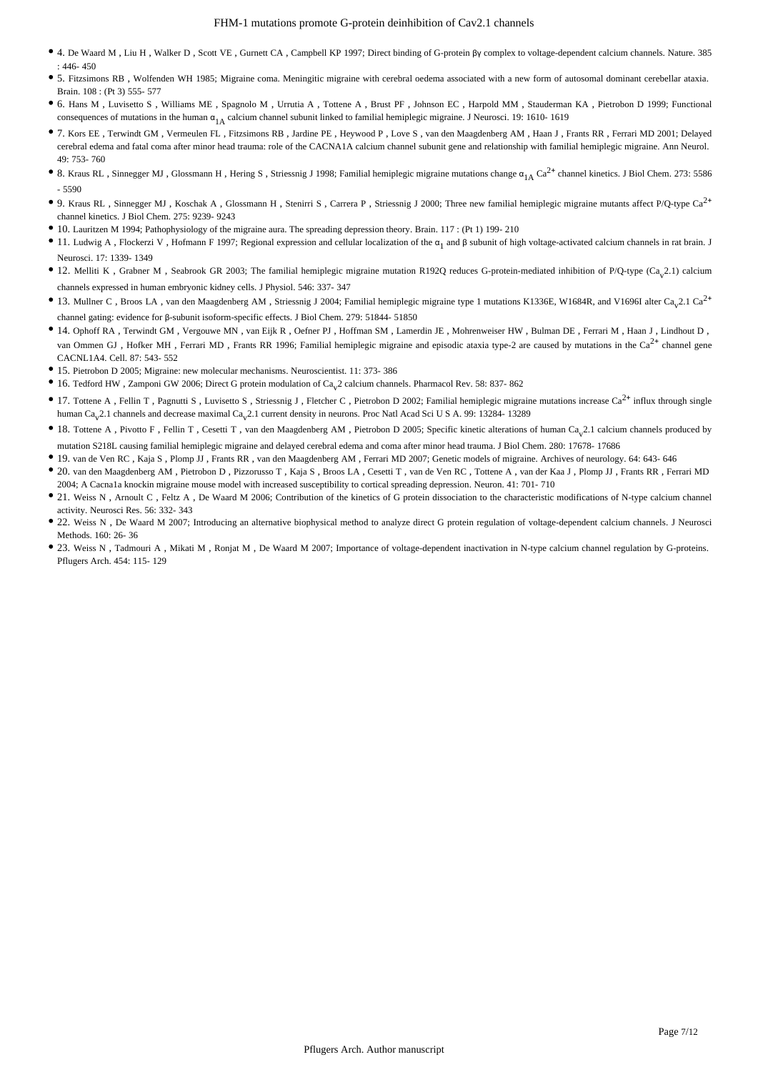- 4. De Waard M , Liu H , Walker D , Scott VE , Gurnett CA , Campbell KP 1997; Direct binding of G-protein βγ complex to voltage-dependent calcium channels. Nature. 385 : 446- 450
- 5. Fitzsimons RB , Wolfenden WH 1985; Migraine coma. Meningitic migraine with cerebral oedema associated with a new form of autosomal dominant cerebellar ataxia. Brain. 108 : (Pt 3) 555- 577
- 6. Hans M , Luvisetto S , Williams ME , Spagnolo M , Urrutia A , Tottene A , Brust PF , Johnson EC , Harpold MM , Stauderman KA , Pietrobon D 1999; Functional consequences of mutations in the human $\alpha_{1A}$ calcium channel subunit linked to familial hemiplegic migraine. J Neurosci. 19: 1610- 1619
- 7. Kors EE , Terwindt GM , Vermeulen FL , Fitzsimons RB , Jardine PE , Heywood P , Love S , van den Maagdenberg AM , Haan J , Frants RR , Ferrari MD 2001; Delayed cerebral edema and fatal coma after minor head trauma: role of the CACNA1A calcium channel subunit gene and relationship with familial hemiplegic migraine. Ann Neurol. 49: 753- 760
- 8. Kraus RL , Sinnegger MJ , Glossmann H , Hering S , Striessnig J 1998; Familial hemiplegic migraine mutations change $\alpha_{1A}$ $Ca^{2+}$ channel kinetics. J Biol Chem. 273: 5586 - 5590
- 9. Kraus RL , Sinnegger MJ , Koschak A , Glossmann H , Stenirri S , Carrera P , Striessnig J 2000; Three new familial hemiplegic migraine mutants affect P/Q-type $Ca^{2+}$ channel kinetics. J Biol Chem. 275: 9239- 9243
- 10. Lauritzen M 1994; Pathophysiology of the migraine aura. The spreading depression theory. Brain. 117 : (Pt 1) 199- 210
- 11. Ludwig A , Flockerzi V , Hofmann F 1997; Regional expression and cellular localization of the $\alpha_1$ and β subunit of high voltage-activated calcium channels in rat brain. J Neurosci. 17: 1339- 1349
- 12. Melliti K , Grabner M , Seabrook GR 2003; The familial hemiplegic migraine mutation R192Q reduces G-protein-mediated inhibition of P/Q-type ($Ca_v2.1$) calcium channels expressed in human embryonic kidney cells. J Physiol. 546: 337- 347
- 13. Mullner C , Broos LA , van den Maagdenberg AM , Striessnig J 2004; Familial hemiplegic migraine type 1 mutations K1336E, W1684R, and V1696I alter $Ca_v2.1$ $Ca^{2+}$ channel gating: evidence for β-subunit isoform-specific effects. J Biol Chem. 279: 51844- 51850
- 14. Ophoff RA , Terwindt GM , Vergouwe MN , van Eijk R , Oefner PJ , Hoffman SM , Lamerdin JE , Mohrenweiser HW , Bulman DE , Ferrari M , Haan J , Lindhout D , van Ommen GJ , Hofker MH , Ferrari MD , Frants RR 1996; Familial hemiplegic migraine and episodic ataxia type-2 are caused by mutations in the $Ca^{2+}$ channel gene CACNL1A4. Cell. 87: 543- 552
- 15. Pietrobon D 2005; Migraine: new molecular mechanisms. Neuroscientist. 11: 373- 386
- 16. Tedford HW , Zamponi GW 2006; Direct G protein modulation of $Ca_v2$ calcium channels. Pharmacol Rev. 58: 837- 862
- 17. Tottene A , Fellin T , Pagnutti S , Luvisetto S , Striessnig J , Fletcher C , Pietrobon D 2002; Familial hemiplegic migraine mutations increase $Ca^{2+}$ influx through single human $Ca_v2.1$ channels and decrease maximal $Ca_v2.1$ current density in neurons. Proc Natl Acad Sci U S A. 99: 13284- 13289
- 18. Tottene A , Pivotto F , Fellin T , Cesetti T , van den Maagdenberg AM , Pietrobon D 2005; Specific kinetic alterations of human $Ca_v2.1$ calcium channels produced by mutation S218L causing familial hemiplegic migraine and delayed cerebral edema and coma after minor head trauma. J Biol Chem. 280: 17678- 17686
- 19. van de Ven RC , Kaja S , Plomp JJ , Frants RR , van den Maagdenberg AM , Ferrari MD 2007; Genetic models of migraine. Archives of neurology. 64: 643- 646
- 20. van den Maagdenberg AM , Pietrobon D , Pizzorusso T , Kaja S , Broos LA , Cesetti T , van de Ven RC , Tottene A , van der Kaa J , Plomp JJ , Frants RR , Ferrari MD 2004; A Cacna1a knockin migraine mouse model with increased susceptibility to cortical spreading depression. Neuron. 41: 701- 710
- 21. Weiss N , Arnoult C , Feltz A , De Waard M 2006; Contribution of the kinetics of G protein dissociation to the characteristic modifications of N-type calcium channel activity. Neurosci Res. 56: 332- 343
- 22. Weiss N , De Waard M 2007; Introducing an alternative biophysical method to analyze direct G protein regulation of voltage-dependent calcium channels. J Neurosci Methods. 160: 26- 36
- 23. Weiss N , Tadmouri A , Mikati M , Ronjat M , De Waard M 2007; Importance of voltage-dependent inactivation in N-type calcium channel regulation by G-proteins. Pflugers Arch. 454: 115- 129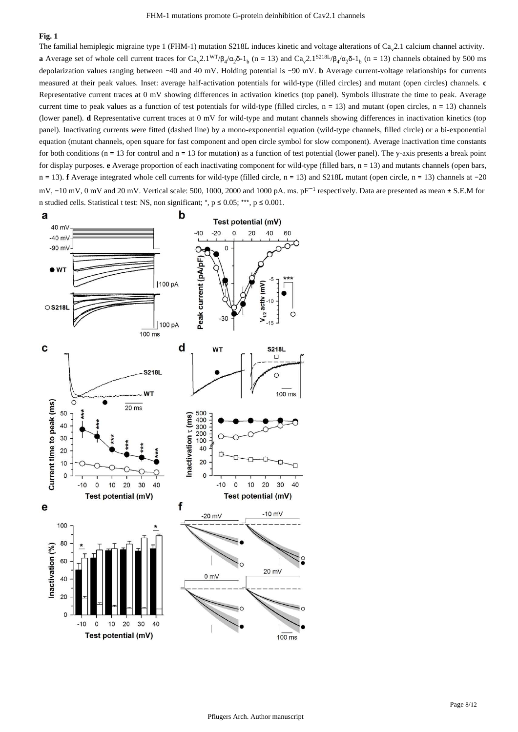**Fig. 1**

The familial hemiplegic migraine type 1 (FHM-1) mutation S218L induces kinetic and voltage alterations of $Ca_v2.1$ calcium channel activity. **a** Average set of whole cell current traces for $Ca_v2.1^{WT}/\beta_4/\alpha_2\delta\text{-}1_b$ (n = 13) and $Ca_v2.1^{S218L}/\beta_4/\alpha_2\delta\text{-}1_b$ (n = 13) channels obtained by 500 ms depolarization values ranging between −40 and 40 mV. Holding potential is −90 mV. **b** Average current-voltage relationships for currents measured at their peak values. Inset: average half-activation potentials for wild-type (filled circles) and mutant (open circles) channels. **c** Representative current traces at 0 mV showing differences in activation kinetics (top panel). Symbols illustrate the time to peak. Average current time to peak values as a function of test potentials for wild-type (filled circles, n = 13) and mutant (open circles, n = 13) channels (lower panel). **d** Representative current traces at 0 mV for wild-type and mutant channels showing differences in inactivation kinetics (top panel). Inactivating currents were fitted (dashed line) by a mono-exponential equation (wild-type channels, filled circle) or a bi-exponential equation (mutant channels, open square for fast component and open circle symbol for slow component). Average inactivation time constants for both conditions (n = 13 for control and n = 13 for mutation) as a function of test potential (lower panel). The y-axis presents a break point for display purposes. **e** Average proportion of each inactivating component for wild-type (filled bars, n = 13) and mutants channels (open bars, n = 13). **f** Average integrated whole cell currents for wild-type (filled circle, n = 13) and S218L mutant (open circle, n = 13) channels at −20 mV, −10 mV, 0 mV and 20 mV. Vertical scale: 500, 1000, 2000 and 1000 pA. ms. $pF^{-1}$ respectively. Data are presented as mean ± S.E.M for n studied cells. Statistical t test: NS, non significant; *, $p \leq 0.05$; ***, $p \leq 0.001$.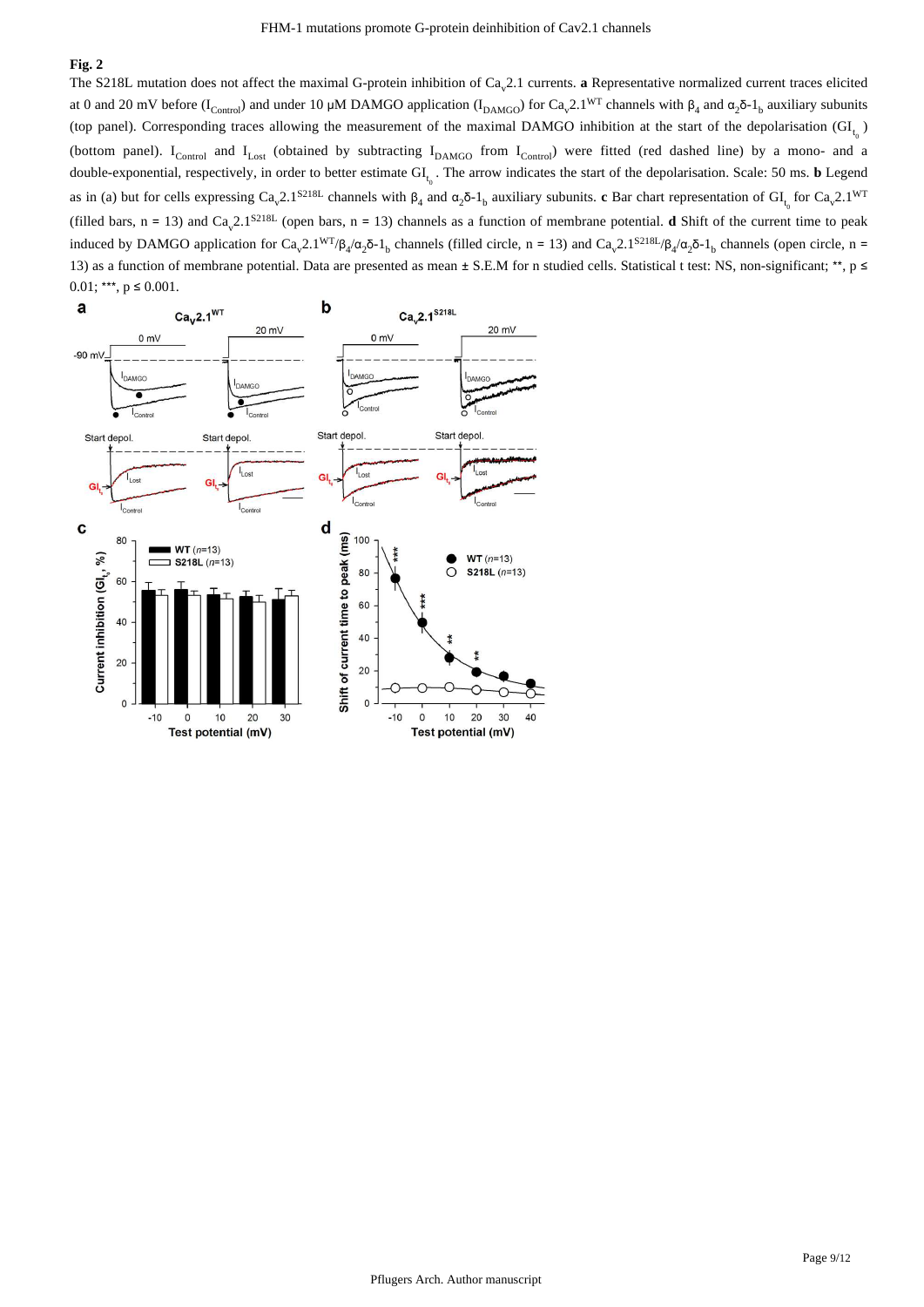**Fig. 2**

The S218L mutation does not affect the maximal G-protein inhibition of $Ca_v2.1$ currents. **a** Representative normalized current traces elicited at 0 and 20 mV before ($I_{Control}$) and under 10 μM DAMGO application ($I_{DAMGO}$) for $Ca_v2.1^{WT}$ channels with $\beta_4$ and $\alpha_2\delta$-$1_b$ auxiliary subunits (top panel). Corresponding traces allowing the measurement of the maximal DAMGO inhibition at the start of the depolarisation ($GI_{t_0}$) (bottom panel). $I_{Control}$ and $I_{Lost}$ (obtained by subtracting $I_{DAMGO}$ from $I_{Control}$) were fitted (red dashed line) by a mono- and a double-exponential, respectively, in order to better estimate $GI_{t_0}$. The arrow indicates the start of the depolarisation. Scale: 50 ms. **b** Legend as in (a) but for cells expressing $Ca_v2.1^{S218L}$ channels with $\beta_4$ and $\alpha_2\delta$-$1_b$ auxiliary subunits. **c** Bar chart representation of $GI_{t_0}$ for $Ca_v2.1^{WT}$ (filled bars, n = 13) and $Ca_v2.1^{S218L}$ (open bars, n = 13) channels as a function of membrane potential. **d** Shift of the current time to peak induced by DAMGO application for $Ca_v2.1^{WT}/\beta_4/\alpha_2\delta$-$1_b$ channels (filled circle, n = 13) and $Ca_v2.1^{S218L}/\beta_4/\alpha_2\delta$-$1_b$ channels (open circle, n = 13) as a function of membrane potential. Data are presented as mean ± S.E.M for n studied cells. Statistical t test: NS, non-significant; **, $p \leq 0.01$; ***, $p \leq 0.001$.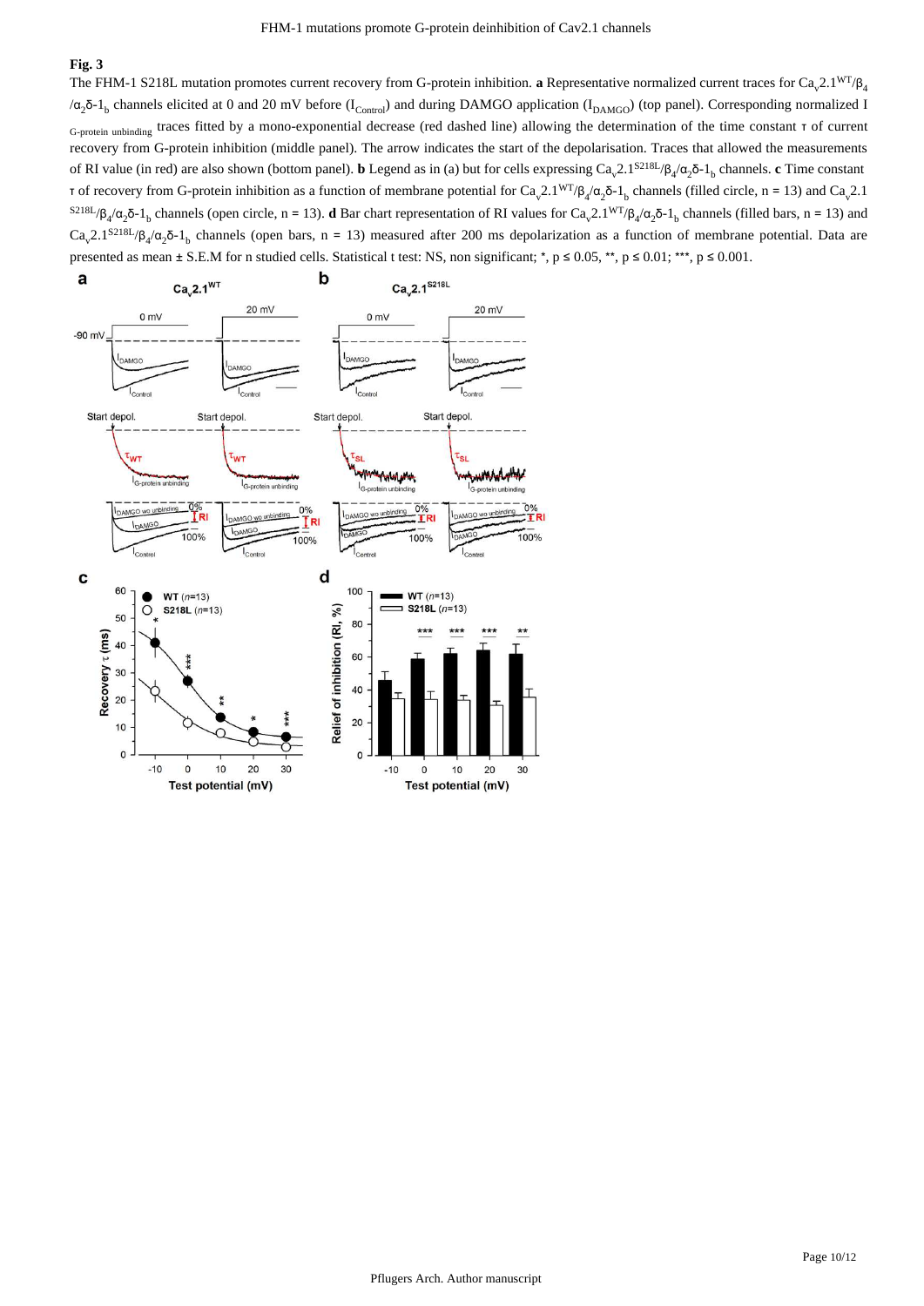**Fig. 3**

The FHM-1 S218L mutation promotes current recovery from G-protein inhibition. **a** Representative normalized current traces for $Ca_v2.1^{WT}/\beta_4/\alpha_2\delta\text{-}1_b$ channels elicited at 0 and 20 mV before ($I_{Control}$) and during DAMGO application ($I_{DAMGO}$) (top panel). Corresponding normalized $I_{G\text{-}protein\ unbinding}$ traces fitted by a mono-exponential decrease (red dashed line) allowing the determination of the time constant τ of current recovery from G-protein inhibition (middle panel). The arrow indicates the start of the depolarisation. Traces that allowed the measurements of RI value (in red) are also shown (bottom panel). **b** Legend as in (a) but for cells expressing $Ca_v2.1^{S218L}/\beta_4/\alpha_2\delta\text{-}1_b$ channels. **c** Time constant τ of recovery from G-protein inhibition as a function of membrane potential for $Ca_v2.1^{WT}/\beta_4/\alpha_2\delta\text{-}1_b$ channels (filled circle, n = 13) and $Ca_v2.1^{S218L}/\beta_4/\alpha_2\delta\text{-}1_b$ channels (open circle, n = 13). **d** Bar chart representation of RI values for $Ca_v2.1^{WT}/\beta_4/\alpha_2\delta\text{-}1_b$ channels (filled bars, n = 13) and $Ca_v2.1^{S218L}/\beta_4/\alpha_2\delta\text{-}1_b$ channels (open bars, n = 13) measured after 200 ms depolarization as a function of membrane potential. Data are presented as mean ± S.E.M for n studied cells. Statistical t test: NS, non significant; *, $p \leq 0.05$, **, $p \leq 0.01$; ***, $p \leq 0.001$.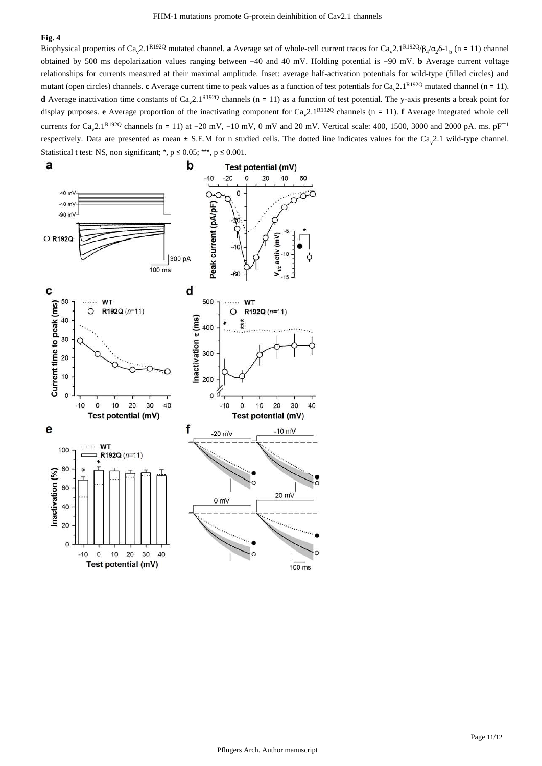## Fig. 4

Biophysical properties of $Ca_v2.1^{R192Q}$ mutated channel. **a** Average set of whole-cell current traces for $Ca_v2.1^{R192Q}/\beta_4/\alpha_2\delta\text{-}1_b$ (n = 11) channel obtained by 500 ms depolarization values ranging between −40 and 40 mV. Holding potential is −90 mV. **b** Average current voltage relationships for currents measured at their maximal amplitude. Inset: average half-activation potentials for wild-type (filled circles) and mutant (open circles) channels. **c** Average current time to peak values as a function of test potentials for $Ca_v2.1^{R192Q}$ mutated channel (n = 11). **d** Average inactivation time constants of $Ca_v2.1^{R192Q}$ channels (n = 11) as a function of test potential. The y-axis presents a break point for display purposes. **e** Average proportion of the inactivating component for $Ca_v2.1^{R192Q}$ channels (n = 11). **f** Average integrated whole cell currents for $Ca_v2.1^{R192Q}$ channels (n = 11) at −20 mV, −10 mV, 0 mV and 20 mV. Vertical scale: 400, 1500, 3000 and 2000 pA. ms. $pF^{-1}$ respectively. Data are presented as mean ± S.E.M for n studied cells. The dotted line indicates values for the $Ca_v2.1$ wild-type channel. Statistical t test: NS, non significant; *, $p \leq 0.05$; ***, $p \leq 0.001$.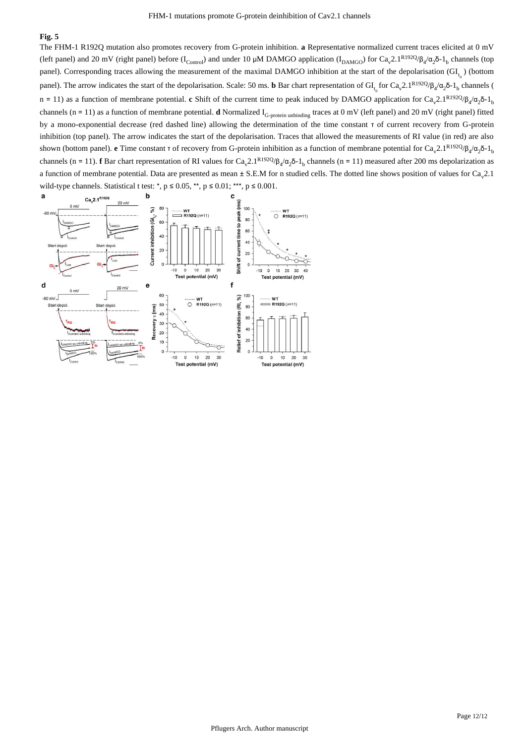**Fig. 5**

The FHM-1 R192Q mutation also promotes recovery from G-protein inhibition. **a** Representative normalized current traces elicited at 0 mV (left panel) and 20 mV (right panel) before ($I_{Control}$) and under 10 μM DAMGO application ($I_{DAMGO}$) for $Ca_v2.1^{R192Q}/\beta_4/\alpha_2\delta\text{-}1_b$ channels (top panel). Corresponding traces allowing the measurement of the maximal DAMGO inhibition at the start of the depolarisation ($GI_{t_0}$) (bottom panel). The arrow indicates the start of the depolarisation. Scale: 50 ms. **b** Bar chart representation of $GI_{t_0}$ for $Ca_v2.1^{R192Q}/\beta_4/\alpha_2\delta\text{-}1_b$ channels (n = 11) as a function of membrane potential. **c** Shift of the current time to peak induced by DAMGO application for $Ca_v2.1^{R192Q}/\beta_4/\alpha_2\delta\text{-}1_b$ channels (n = 11) as a function of membrane potential. **d** Normalized $I_{G\text{-protein unbinding}}$ traces at 0 mV (left panel) and 20 mV (right panel) fitted by a mono-exponential decrease (red dashed line) allowing the determination of the time constant τ of current recovery from G-protein inhibition (top panel). The arrow indicates the start of the depolarisation. Traces that allowed the measurements of RI value (in red) are also shown (bottom panel). **e** Time constant τ of recovery from G-protein inhibition as a function of membrane potential for $Ca_v2.1^{R192Q}/\beta_4/\alpha_2\delta\text{-}1_b$ channels (n = 11). **f** Bar chart representation of RI values for $Ca_v2.1^{R192Q}/\beta_4/\alpha_2\delta\text{-}1_b$ channels (n = 11) measured after 200 ms depolarization as a function of membrane potential. Data are presented as mean ± S.E.M for n studied cells. The dotted line shows position of values for $Ca_v2.1$ wild-type channels. Statistical t test: *, p ≤ 0.05, **, p ≤ 0.01; ***, p ≤ 0.001.